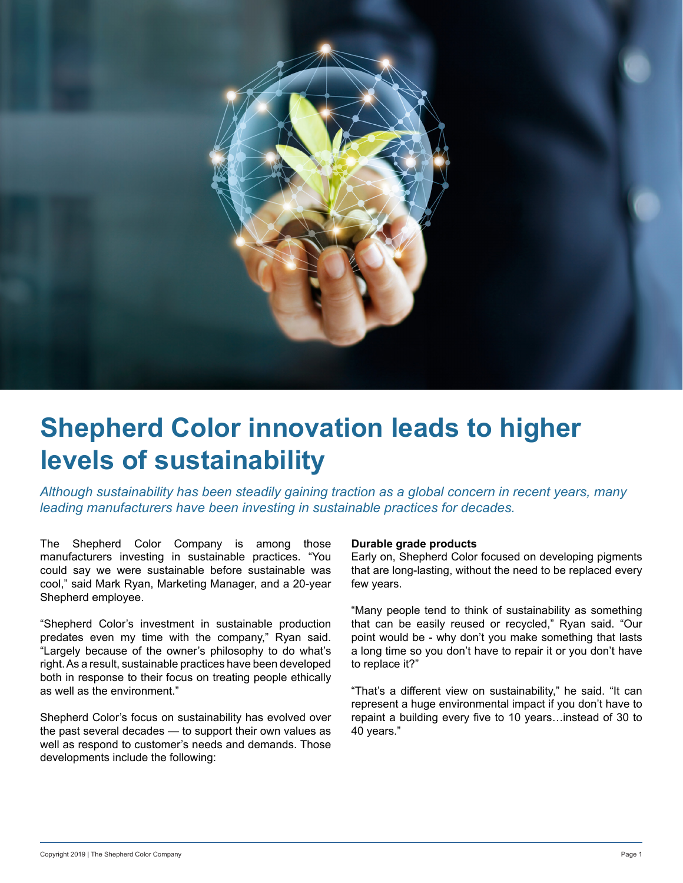# Shepherd Color innovation leads to higher levels of sustainability

*Although sustainability has been steadily gaining traction as a global concern in recent years, many leading manufacturers have been investing in sustainable practices for decades.*

The Shepherd Color Company is among those manufacturers investing in sustainable practices. "You could say we were sustainable before sustainable was cool," said Mark Ryan, Marketing Manager, and a 20-year Shepherd employee.

"Shepherd Color's investment in sustainable production predates even my time with the company," Ryan said. "Largely because of the owner's philosophy to do what's right. As a result, sustainable practices have been developed both in response to their focus on treating people ethically as well as the environment."

Shepherd Color's focus on sustainability has evolved over the past several decades — to support their own values as well as respond to customer's needs and demands. Those developments include the following:

**Durable grade products**

Early on, Shepherd Color focused on developing pigments that are long-lasting, without the need to be replaced every few years.

"Many people tend to think of sustainability as something that can be easily reused or recycled," Ryan said. "Our point would be - why don't you make something that lasts a long time so you don't have to repair it or you don't have to replace it?"

"That's a different view on sustainability," he said. "It can represent a huge environmental impact if you don't have to repaint a building every five to 10 years…instead of 30 to 40 years."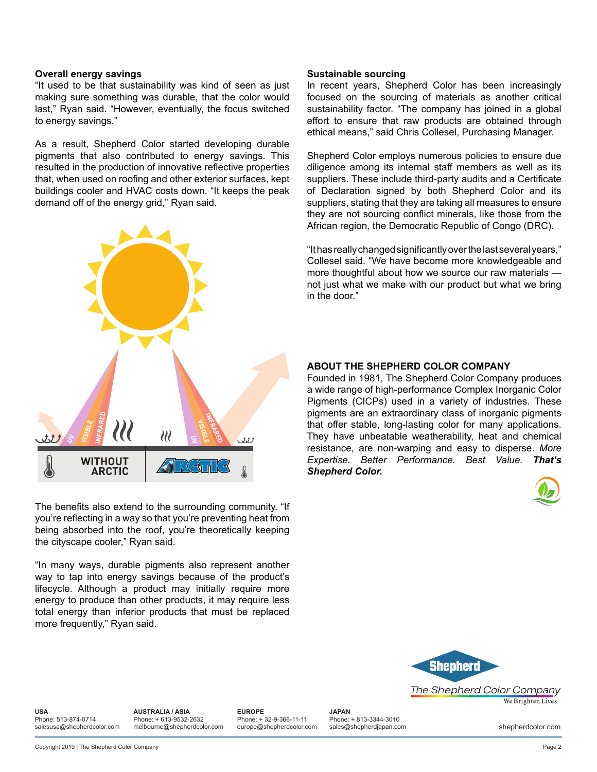### Overall energy savings

"It used to be that sustainability was kind of seen as just making sure something was durable, that the color would last," Ryan said. "However, eventually, the focus switched to energy savings."

As a result, Shepherd Color started developing durable pigments that also contributed to energy savings. This resulted in the production of innovative reflective properties that, when used on roofing and other exterior surfaces, kept buildings cooler and HVAC costs down. "It keeps the peak demand off of the energy grid," Ryan said.

UV
VISIBLE
INFRARED
UV
VISIBLE
INFRARED
WITHOUT ARCTIC
ARCTIC

The benefits also extend to the surrounding community. "If you're reflecting in a way so that you're preventing heat from being absorbed into the roof, you're theoretically keeping the cityscape cooler," Ryan said.

"In many ways, durable pigments also represent another way to tap into energy savings because of the product's lifecycle. Although a product may initially require more energy to produce than other products, it may require less total energy than inferior products that must be replaced more frequently," Ryan said.

### Sustainable sourcing

In recent years, Shepherd Color has been increasingly focused on the sourcing of materials as another critical sustainability factor. "The company has joined in a global effort to ensure that raw products are obtained through ethical means," said Chris Collesel, Purchasing Manager.

Shepherd Color employs numerous policies to ensure due diligence among its internal staff members as well as its suppliers. These include third-party audits and a Certificate of Declaration signed by both Shepherd Color and its suppliers, stating that they are taking all measures to ensure they are not sourcing conflict minerals, like those from the African region, the Democratic Republic of Congo (DRC).

"It has really changed significantly over the last several years," Collesel said. "We have become more knowledgeable and more thoughtful about how we source our raw materials — not just what we make with our product but what we bring in the door."

### ABOUT THE SHEPHERD COLOR COMPANY

Founded in 1981, The Shepherd Color Company produces a wide range of high-performance Complex Inorganic Color Pigments (CICPs) used in a variety of industries. These pigments are an extraordinary class of inorganic pigments that offer stable, long-lasting color for many applications. They have unbeatable weatherability, heat and chemical resistance, are non-warping and easy to disperse. *More Expertise. Better Performance. Best Value.* ***That's Shepherd Color.***

Shepherd
The Shepherd Color Company
We Brighten Lives

**USA**
Phone: 513-874-0714
salesusa@shepherdcolor.com

**AUSTRALIA / ASIA**
Phone: + 613-9532-2632
melbourne@shepherdcolor.com

**EUROPE**
Phone: + 32-9-366-11-11
europe@shepherdcolor.com

**JAPAN**
Phone: + 813-3344-3010
sales@shepherdjapan.com

shepherdcolor.com

Copyright 2019 | The Shepherd Color Company